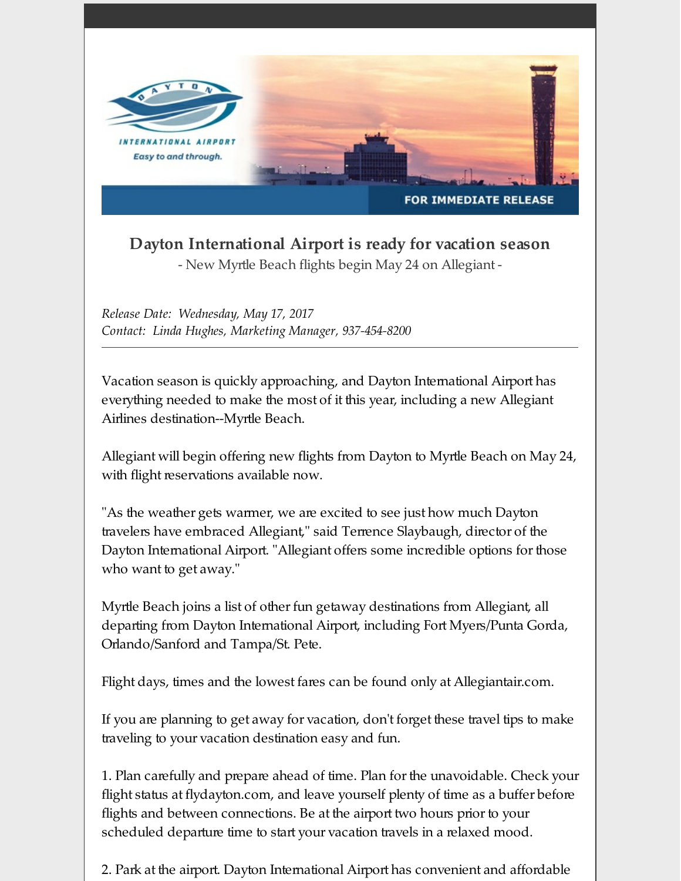DAYTON INTERNATIONAL AIRPORT

*Easy to and through.*

**FOR IMMEDIATE RELEASE**

## Dayton International Airport is ready for vacation season

- New Myrtle Beach flights begin May 24 on Allegiant -

*Release Date: Wednesday, May 17, 2017*
*Contact: Linda Hughes, Marketing Manager, 937-454-8200*

---

Vacation season is quickly approaching, and Dayton International Airport has everything needed to make the most of it this year, including a new Allegiant Airlines destination--Myrtle Beach.

Allegiant will begin offering new flights from Dayton to Myrtle Beach on May 24, with flight reservations available now.

"As the weather gets warmer, we are excited to see just how much Dayton travelers have embraced Allegiant," said Terrence Slaybaugh, director of the Dayton International Airport. "Allegiant offers some incredible options for those who want to get away."

Myrtle Beach joins a list of other fun getaway destinations from Allegiant, all departing from Dayton International Airport, including Fort Myers/Punta Gorda, Orlando/Sanford and Tampa/St. Pete.

Flight days, times and the lowest fares can be found only at Allegiantair.com.

If you are planning to get away for vacation, don't forget these travel tips to make traveling to your vacation destination easy and fun.

1. Plan carefully and prepare ahead of time. Plan for the unavoidable. Check your flight status at flydayton.com, and leave yourself plenty of time as a buffer before flights and between connections. Be at the airport two hours prior to your scheduled departure time to start your vacation travels in a relaxed mood.

2. Park at the airport. Dayton International Airport has convenient and affordable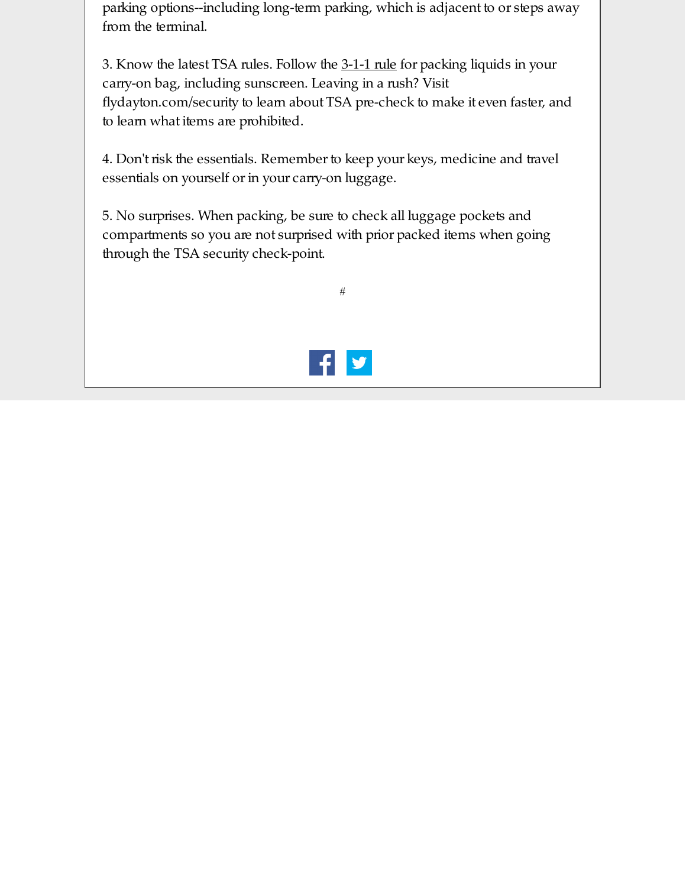parking options--including long-term parking, which is adjacent to or steps away from the terminal.

3. Know the latest TSA rules. Follow the 3-1-1 rule for packing liquids in your carry-on bag, including sunscreen. Leaving in a rush? Visit flydayton.com/security to learn about TSA pre-check to make it even faster, and to learn what items are prohibited.

4. Don't risk the essentials. Remember to keep your keys, medicine and travel essentials on yourself or in your carry-on luggage.

5. No surprises. When packing, be sure to check all luggage pockets and compartments so you are not surprised with prior packed items when going through the TSA security check-point.

#